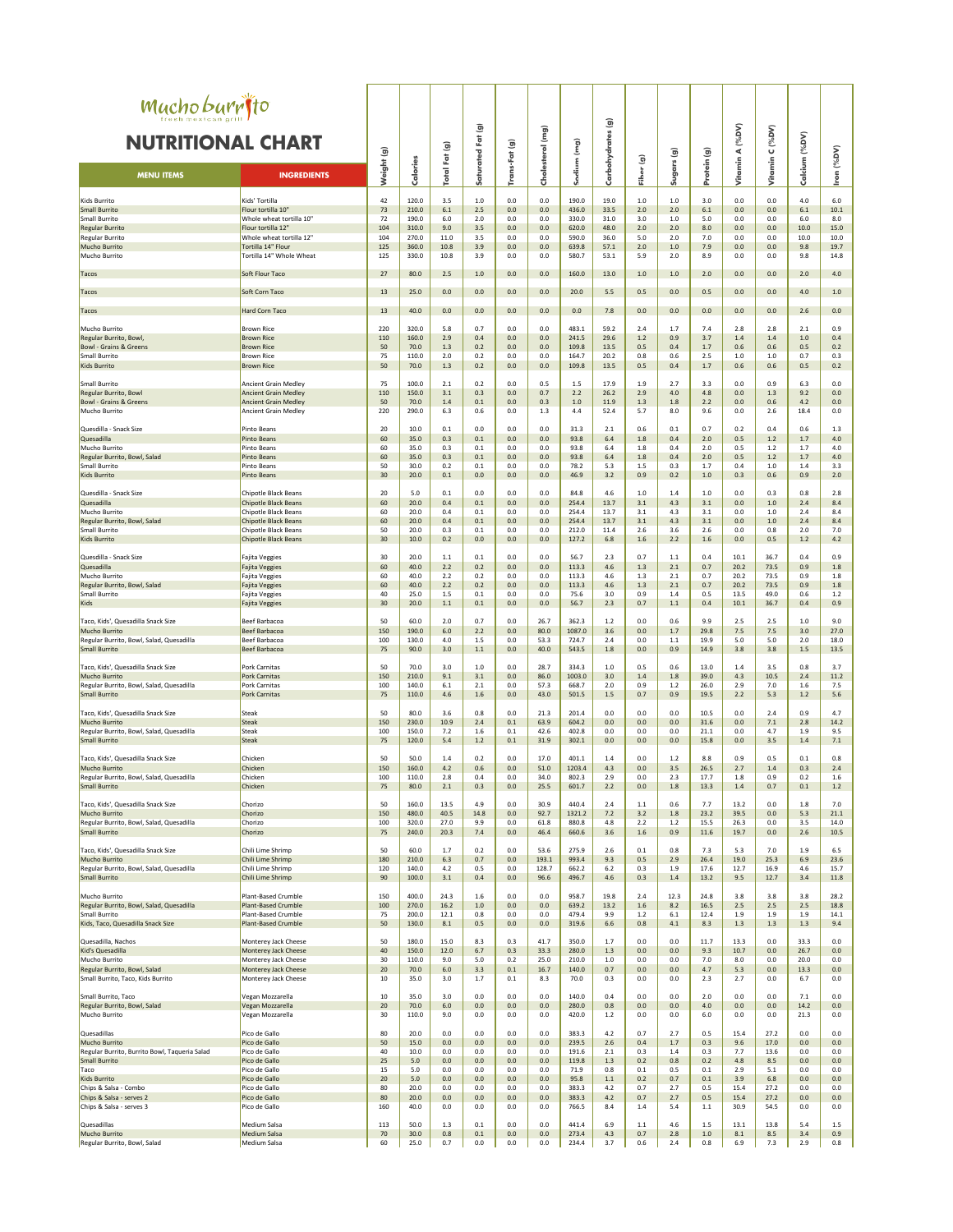# Mucho Burrito
fresh mexican grill

## NUTRITIONAL CHART

| MENU ITEMS | INGREDIENTS | Weight (g) | Calories | Total Fat (g) | Saturated Fat (g) | Trans-Fat (g) | Cholesterol (mg) | Sodium (mg) | Carbohydrates (g) | Fiber (g) | Sugars (g) | Protein (g) | Vitamin A (%DV) | Vitamin C (%DV) | Calcium (%DV) | Iron (%DV) |
|---|---|---|---|---|---|---|---|---|---|---|---|---|---|---|---|---|
| Kids Burrito | Kids' Tortilla | 42 | 120.0 | 3.5 | 1.0 | 0.0 | 0.0 | 190.0 | 19.0 | 1.0 | 1.0 | 3.0 | 0.0 | 0.0 | 4.0 | 6.0 |
| Small Burrito | Flour tortilla 10" | 73 | 210.0 | 6.1 | 2.5 | 0.0 | 0.0 | 436.0 | 33.5 | 2.0 | 2.0 | 6.1 | 0.0 | 0.0 | 6.1 | 10.1 |
| Small Burrito | Whole wheat tortilla 10" | 72 | 190.0 | 6.0 | 2.0 | 0.0 | 0.0 | 330.0 | 31.0 | 3.0 | 1.0 | 5.0 | 0.0 | 0.0 | 6.0 | 8.0 |
| Regular Burrito | Flour tortilla 12" | 104 | 310.0 | 9.0 | 3.5 | 0.0 | 0.0 | 620.0 | 48.0 | 2.0 | 2.0 | 8.0 | 0.0 | 0.0 | 10.0 | 15.0 |
| Regular Burrito | Whole wheat tortilla 12" | 104 | 270.0 | 11.0 | 3.5 | 0.0 | 0.0 | 590.0 | 36.0 | 5.0 | 2.0 | 7.0 | 0.0 | 0.0 | 10.0 | 10.0 |
| Mucho Burrito | Tortilla 14" Flour | 125 | 360.0 | 10.8 | 3.9 | 0.0 | 0.0 | 639.8 | 57.1 | 2.0 | 1.0 | 7.9 | 0.0 | 0.0 | 9.8 | 19.7 |
| Mucho Burrito | Tortilla 14" Whole Wheat | 125 | 330.0 | 10.8 | 3.9 | 0.0 | 0.0 | 580.7 | 53.1 | 5.9 | 2.0 | 8.9 | 0.0 | 0.0 | 9.8 | 14.8 |
| Tacos | Soft Flour Taco | 27 | 80.0 | 2.5 | 1.0 | 0.0 | 0.0 | 160.0 | 13.0 | 1.0 | 1.0 | 2.0 | 0.0 | 0.0 | 2.0 | 4.0 |
| Tacos | Soft Corn Taco | 13 | 25.0 | 0.0 | 0.0 | 0.0 | 0.0 | 20.0 | 5.5 | 0.5 | 0.0 | 0.5 | 0.0 | 0.0 | 4.0 | 1.0 |
| Tacos | Hard Corn Taco | 13 | 40.0 | 0.0 | 0.0 | 0.0 | 0.0 | 0.0 | 7.8 | 0.0 | 0.0 | 0.0 | 0.0 | 0.0 | 2.6 | 0.0 |
| Mucho Burrito | Brown Rice | 220 | 320.0 | 5.8 | 0.7 | 0.0 | 0.0 | 483.1 | 59.2 | 2.4 | 1.7 | 7.4 | 2.8 | 2.8 | 2.1 | 0.9 |
| Regular Burrito, Bowl, | Brown Rice | 110 | 160.0 | 2.9 | 0.4 | 0.0 | 0.0 | 241.5 | 29.6 | 1.2 | 0.9 | 3.7 | 1.4 | 1.4 | 1.0 | 0.4 |
| Bowl - Grains & Greens | Brown Rice | 50 | 70.0 | 1.3 | 0.2 | 0.0 | 0.0 | 109.8 | 13.5 | 0.5 | 0.4 | 1.7 | 0.6 | 0.6 | 0.5 | 0.2 |
| Small Burrito | Brown Rice | 75 | 110.0 | 2.0 | 0.2 | 0.0 | 0.0 | 164.7 | 20.2 | 0.8 | 0.6 | 2.5 | 1.0 | 1.0 | 0.7 | 0.3 |
| Kids Burrito | Brown Rice | 50 | 70.0 | 1.3 | 0.2 | 0.0 | 0.0 | 109.8 | 13.5 | 0.5 | 0.4 | 1.7 | 0.6 | 0.6 | 0.5 | 0.2 |
| Small Burrito | Ancient Grain Medley | 75 | 100.0 | 2.1 | 0.2 | 0.0 | 0.5 | 1.5 | 17.9 | 1.9 | 2.7 | 3.3 | 0.0 | 0.9 | 6.3 | 0.0 |
| Regular Burrito, Bowl | Ancient Grain Medley | 110 | 150.0 | 3.1 | 0.3 | 0.0 | 0.7 | 2.2 | 26.2 | 2.9 | 4.0 | 4.8 | 0.0 | 1.3 | 9.2 | 0.0 |
| Bowl - Grains & Greens | Ancient Grain Medley | 50 | 70.0 | 1.4 | 0.1 | 0.0 | 0.3 | 1.0 | 11.9 | 1.3 | 1.8 | 2.2 | 0.0 | 0.6 | 4.2 | 0.0 |
| Mucho Burrito | Ancient Grain Medley | 220 | 290.0 | 6.3 | 0.6 | 0.0 | 1.3 | 4.4 | 52.4 | 5.7 | 8.0 | 9.6 | 0.0 | 2.6 | 18.4 | 0.0 |
| Quesdilla - Snack Size | Pinto Beans | 20 | 10.0 | 0.1 | 0.0 | 0.0 | 0.0 | 31.3 | 2.1 | 0.6 | 0.1 | 0.7 | 0.2 | 0.4 | 0.6 | 1.3 |
| Quesadilla | Pinto Beans | 60 | 35.0 | 0.3 | 0.1 | 0.0 | 0.0 | 93.8 | 6.4 | 1.8 | 0.4 | 2.0 | 0.5 | 1.2 | 1.7 | 4.0 |
| Mucho Burrito | Pinto Beans | 60 | 35.0 | 0.3 | 0.1 | 0.0 | 0.0 | 93.8 | 6.4 | 1.8 | 0.4 | 2.0 | 0.5 | 1.2 | 1.7 | 4.0 |
| Regular Burrito, Bowl, Salad | Pinto Beans | 60 | 35.0 | 0.3 | 0.1 | 0.0 | 0.0 | 93.8 | 6.4 | 1.8 | 0.4 | 2.0 | 0.5 | 1.2 | 1.7 | 4.0 |
| Small Burrito | Pinto Beans | 50 | 30.0 | 0.2 | 0.1 | 0.0 | 0.0 | 78.2 | 5.3 | 1.5 | 0.3 | 1.7 | 0.4 | 1.0 | 1.4 | 3.3 |
| Kids Burrito | Pinto Beans | 30 | 20.0 | 0.1 | 0.0 | 0.0 | 0.0 | 46.9 | 3.2 | 0.9 | 0.2 | 1.0 | 0.3 | 0.6 | 0.9 | 2.0 |
| Quesdilla - Snack Size | Chipotle Black Beans | 20 | 5.0 | 0.1 | 0.0 | 0.0 | 0.0 | 84.8 | 4.6 | 1.0 | 1.4 | 1.0 | 0.0 | 0.3 | 0.8 | 2.8 |
| Quesadilla | Chipotle Black Beans | 60 | 20.0 | 0.4 | 0.1 | 0.0 | 0.0 | 254.4 | 13.7 | 3.1 | 4.3 | 3.1 | 0.0 | 1.0 | 2.4 | 8.4 |
| Mucho Burrito | Chipotle Black Beans | 60 | 20.0 | 0.4 | 0.1 | 0.0 | 0.0 | 254.4 | 13.7 | 3.1 | 4.3 | 3.1 | 0.0 | 1.0 | 2.4 | 8.4 |
| Regular Burrito, Bowl, Salad | Chipotle Black Beans | 60 | 20.0 | 0.4 | 0.1 | 0.0 | 0.0 | 254.4 | 13.7 | 3.1 | 4.3 | 3.1 | 0.0 | 1.0 | 2.4 | 8.4 |
| Small Burrito | Chipotle Black Beans | 50 | 20.0 | 0.3 | 0.1 | 0.0 | 0.0 | 212.0 | 11.4 | 2.6 | 3.6 | 2.6 | 0.0 | 0.8 | 2.0 | 7.0 |
| Kids Burrito | Chipotle Black Beans | 30 | 10.0 | 0.2 | 0.0 | 0.0 | 0.0 | 127.2 | 6.8 | 1.6 | 2.2 | 1.6 | 0.0 | 0.5 | 1.2 | 4.2 |
| Quesdilla - Snack Size | Fajita Veggies | 30 | 20.0 | 1.1 | 0.1 | 0.0 | 0.0 | 56.7 | 2.3 | 0.7 | 1.1 | 0.4 | 10.1 | 36.7 | 0.4 | 0.9 |
| Quesadilla | Fajita Veggies | 60 | 40.0 | 2.2 | 0.2 | 0.0 | 0.0 | 113.3 | 4.6 | 1.3 | 2.1 | 0.7 | 20.2 | 73.5 | 0.9 | 1.8 |
| Mucho Burrito | Fajita Veggies | 60 | 40.0 | 2.2 | 0.2 | 0.0 | 0.0 | 113.3 | 4.6 | 1.3 | 2.1 | 0.7 | 20.2 | 73.5 | 0.9 | 1.8 |
| Regular Burrito, Bowl, Salad | Fajita Veggies | 60 | 40.0 | 2.2 | 0.2 | 0.0 | 0.0 | 113.3 | 4.6 | 1.3 | 2.1 | 0.7 | 20.2 | 73.5 | 0.9 | 1.8 |
| Small Burrito | Fajita Veggies | 40 | 25.0 | 1.5 | 0.1 | 0.0 | 0.0 | 75.6 | 3.0 | 0.9 | 1.4 | 0.5 | 13.5 | 49.0 | 0.6 | 1.2 |
| Kids | Fajita Veggies | 30 | 20.0 | 1.1 | 0.1 | 0.0 | 0.0 | 56.7 | 2.3 | 0.7 | 1.1 | 0.4 | 10.1 | 36.7 | 0.4 | 0.9 |
| Taco, Kids', Quesadilla Snack Size | Beef Barbacoa | 50 | 60.0 | 2.0 | 0.7 | 0.0 | 26.7 | 362.3 | 1.2 | 0.0 | 0.6 | 9.9 | 2.5 | 2.5 | 1.0 | 9.0 |
| Mucho Burrito | Beef Barbacoa | 150 | 190.0 | 6.0 | 2.2 | 0.0 | 80.0 | 1087.0 | 3.6 | 0.0 | 1.7 | 29.8 | 7.5 | 7.5 | 3.0 | 27.0 |
| Regular Burrito, Bowl, Salad, Quesadilla | Beef Barbacoa | 100 | 130.0 | 4.0 | 1.5 | 0.0 | 53.3 | 724.7 | 2.4 | 0.0 | 1.1 | 19.9 | 5.0 | 5.0 | 2.0 | 18.0 |
| Small Burrito | Beef Barbacoa | 75 | 90.0 | 3.0 | 1.1 | 0.0 | 40.0 | 543.5 | 1.8 | 0.0 | 0.9 | 14.9 | 3.8 | 3.8 | 1.5 | 13.5 |
| Taco, Kids', Quesadilla Snack Size | Pork Carnitas | 50 | 70.0 | 3.0 | 1.0 | 0.0 | 28.7 | 334.3 | 1.0 | 0.5 | 0.6 | 13.0 | 1.4 | 3.5 | 0.8 | 3.7 |
| Mucho Burrito | Pork Carnitas | 150 | 210.0 | 9.1 | 3.1 | 0.0 | 86.0 | 1003.0 | 3.0 | 1.4 | 1.8 | 39.0 | 4.3 | 10.5 | 2.4 | 11.2 |
| Regular Burrito, Bowl, Salad, Quesadilla | Pork Carnitas | 100 | 140.0 | 6.1 | 2.1 | 0.0 | 57.3 | 668.7 | 2.0 | 0.9 | 1.2 | 26.0 | 2.9 | 7.0 | 1.6 | 7.5 |
| Small Burrito | Pork Carnitas | 75 | 110.0 | 4.6 | 1.6 | 0.0 | 43.0 | 501.5 | 1.5 | 0.7 | 0.9 | 19.5 | 2.2 | 5.3 | 1.2 | 5.6 |
| Taco, Kids', Quesadilla Snack Size | Steak | 50 | 80.0 | 3.6 | 0.8 | 0.0 | 21.3 | 201.4 | 0.0 | 0.0 | 0.0 | 10.5 | 0.0 | 2.4 | 0.9 | 4.7 |
| Mucho Burrito | Steak | 150 | 230.0 | 10.9 | 2.4 | 0.1 | 63.9 | 604.2 | 0.0 | 0.0 | 0.0 | 31.6 | 0.0 | 7.1 | 2.8 | 14.2 |
| Regular Burrito, Bowl, Salad, Quesadilla | Steak | 100 | 150.0 | 7.2 | 1.6 | 0.1 | 42.6 | 402.8 | 0.0 | 0.0 | 0.0 | 21.1 | 0.0 | 4.7 | 1.9 | 9.5 |
| Small Burrito | Steak | 75 | 120.0 | 5.4 | 1.2 | 0.1 | 31.9 | 302.1 | 0.0 | 0.0 | 0.0 | 15.8 | 0.0 | 3.5 | 1.4 | 7.1 |
| Taco, Kids', Quesadilla Snack Size | Chicken | 50 | 50.0 | 1.4 | 0.2 | 0.0 | 17.0 | 401.1 | 1.4 | 0.0 | 1.2 | 8.8 | 0.9 | 0.5 | 0.1 | 0.8 |
| Mucho Burrito | Chicken | 150 | 160.0 | 4.2 | 0.6 | 0.0 | 51.0 | 1203.4 | 4.3 | 0.0 | 3.5 | 26.5 | 2.7 | 1.4 | 0.3 | 2.4 |
| Regular Burrito, Bowl, Salad, Quesadilla | Chicken | 100 | 110.0 | 2.8 | 0.4 | 0.0 | 34.0 | 802.3 | 2.9 | 0.0 | 2.3 | 17.7 | 1.8 | 0.9 | 0.2 | 1.6 |
| Small Burrito | Chicken | 75 | 80.0 | 2.1 | 0.3 | 0.0 | 25.5 | 601.7 | 2.2 | 0.0 | 1.8 | 13.3 | 1.4 | 0.7 | 0.1 | 1.2 |
| Taco, Kids', Quesadilla Snack Size | Chorizo | 50 | 160.0 | 13.5 | 4.9 | 0.0 | 30.9 | 440.4 | 2.4 | 1.1 | 0.6 | 7.7 | 13.2 | 0.0 | 1.8 | 7.0 |
| Mucho Burrito | Chorizo | 150 | 480.0 | 40.5 | 14.8 | 0.0 | 92.7 | 1321.2 | 7.2 | 3.2 | 1.8 | 23.2 | 39.5 | 0.0 | 5.3 | 21.1 |
| Regular Burrito, Bowl, Salad, Quesadilla | Chorizo | 100 | 320.0 | 27.0 | 9.9 | 0.0 | 61.8 | 880.8 | 4.8 | 2.2 | 1.2 | 15.5 | 26.3 | 0.0 | 3.5 | 14.0 |
| Small Burrito | Chorizo | 75 | 240.0 | 20.3 | 7.4 | 0.0 | 46.4 | 660.6 | 3.6 | 1.6 | 0.9 | 11.6 | 19.7 | 0.0 | 2.6 | 10.5 |
| Taco, Kids', Quesadilla Snack Size | Chili Lime Shrimp | 50 | 60.0 | 1.7 | 0.2 | 0.0 | 53.6 | 275.9 | 2.6 | 0.1 | 0.8 | 7.3 | 5.3 | 7.0 | 1.9 | 6.5 |
| Mucho Burrito | Chili Lime Shrimp | 180 | 210.0 | 6.3 | 0.7 | 0.0 | 193.1 | 993.4 | 9.3 | 0.5 | 2.9 | 26.4 | 19.0 | 25.3 | 6.9 | 23.6 |
| Regular Burrito, Bowl, Salad, Quesadilla | Chili Lime Shrimp | 120 | 140.0 | 4.2 | 0.5 | 0.0 | 128.7 | 662.2 | 6.2 | 0.3 | 1.9 | 17.6 | 12.7 | 16.9 | 4.6 | 15.7 |
| Small Burrito | Chili Lime Shrimp | 90 | 100.0 | 3.1 | 0.4 | 0.0 | 96.6 | 496.7 | 4.6 | 0.3 | 1.4 | 13.2 | 9.5 | 12.7 | 3.4 | 11.8 |
| Mucho Burrito | Plant-Based Crumble | 150 | 400.0 | 24.3 | 1.6 | 0.0 | 0.0 | 958.7 | 19.8 | 2.4 | 12.3 | 24.8 | 3.8 | 3.8 | 3.8 | 28.2 |
| Regular Burrito, Bowl, Salad, Quesadilla | Plant-Based Crumble | 100 | 270.0 | 16.2 | 1.0 | 0.0 | 0.0 | 639.2 | 13.2 | 1.6 | 8.2 | 16.5 | 2.5 | 2.5 | 2.5 | 18.8 |
| Small Burrito | Plant-Based Crumble | 75 | 200.0 | 12.1 | 0.8 | 0.0 | 0.0 | 479.4 | 9.9 | 1.2 | 6.1 | 12.4 | 1.9 | 1.9 | 1.9 | 14.1 |
| Kids, Taco, Quesadilla Snack Size | Plant-Based Crumble | 50 | 130.0 | 8.1 | 0.5 | 0.0 | 0.0 | 319.6 | 6.6 | 0.8 | 4.1 | 8.3 | 1.3 | 1.3 | 1.3 | 9.4 |
| Quesadilla, Nachos | Monterey Jack Cheese | 50 | 180.0 | 15.0 | 8.3 | 0.3 | 41.7 | 350.0 | 1.7 | 0.0 | 0.0 | 11.7 | 13.3 | 0.0 | 33.3 | 0.0 |
| Kid's Quesadilla | Monterey Jack Cheese | 40 | 150.0 | 12.0 | 6.7 | 0.3 | 33.3 | 280.0 | 1.3 | 0.0 | 0.0 | 9.3 | 10.7 | 0.0 | 26.7 | 0.0 |
| Mucho Burrito | Monterey Jack Cheese | 30 | 110.0 | 9.0 | 5.0 | 0.2 | 25.0 | 210.0 | 1.0 | 0.0 | 0.0 | 7.0 | 8.0 | 0.0 | 20.0 | 0.0 |
| Regular Burrito, Bowl, Salad | Monterey Jack Cheese | 20 | 70.0 | 6.0 | 3.3 | 0.1 | 16.7 | 140.0 | 0.7 | 0.0 | 0.0 | 4.7 | 5.3 | 0.0 | 13.3 | 0.0 |
| Small Burrito, Taco, Kids Burrito | Monterey Jack Cheese | 10 | 35.0 | 3.0 | 1.7 | 0.1 | 8.3 | 70.0 | 0.3 | 0.0 | 0.0 | 2.3 | 2.7 | 0.0 | 6.7 | 0.0 |
| Small Burrito, Taco | Vegan Mozzarella | 10 | 35.0 | 3.0 | 0.0 | 0.0 | 0.0 | 140.0 | 0.4 | 0.0 | 0.0 | 2.0 | 0.0 | 0.0 | 7.1 | 0.0 |
| Regular Burrito, Bowl, Salad | Vegan Mozzarella | 20 | 70.0 | 6.0 | 0.0 | 0.0 | 0.0 | 280.0 | 0.8 | 0.0 | 0.0 | 4.0 | 0.0 | 0.0 | 14.2 | 0.0 |
| Mucho Burrito | Vegan Mozzarella | 30 | 110.0 | 9.0 | 0.0 | 0.0 | 0.0 | 420.0 | 1.2 | 0.0 | 0.0 | 6.0 | 0.0 | 0.0 | 21.3 | 0.0 |
| Quesadillas | Pico de Gallo | 80 | 20.0 | 0.0 | 0.0 | 0.0 | 0.0 | 383.3 | 4.2 | 0.7 | 2.7 | 0.5 | 15.4 | 27.2 | 0.0 | 0.0 |
| Mucho Burrito | Pico de Gallo | 50 | 15.0 | 0.0 | 0.0 | 0.0 | 0.0 | 239.5 | 2.6 | 0.4 | 1.7 | 0.3 | 9.6 | 17.0 | 0.0 | 0.0 |
| Regular Burrito, Burrito Bowl, Taqueria Salad | Pico de Gallo | 40 | 10.0 | 0.0 | 0.0 | 0.0 | 0.0 | 191.6 | 2.1 | 0.3 | 1.4 | 0.3 | 7.7 | 13.6 | 0.0 | 0.0 |
| Small Burrito | Pico de Gallo | 25 | 5.0 | 0.0 | 0.0 | 0.0 | 0.0 | 119.8 | 1.3 | 0.2 | 0.8 | 0.2 | 4.8 | 8.5 | 0.0 | 0.0 |
| Taco | Pico de Gallo | 15 | 5.0 | 0.0 | 0.0 | 0.0 | 0.0 | 71.9 | 0.8 | 0.1 | 0.5 | 0.1 | 2.9 | 5.1 | 0.0 | 0.0 |
| Kids Burrito | Pico de Gallo | 20 | 5.0 | 0.0 | 0.0 | 0.0 | 0.0 | 95.8 | 1.1 | 0.2 | 0.7 | 0.1 | 3.9 | 6.8 | 0.0 | 0.0 |
| Chips & Salsa - Combo | Pico de Gallo | 80 | 20.0 | 0.0 | 0.0 | 0.0 | 0.0 | 383.3 | 4.2 | 0.7 | 2.7 | 0.5 | 15.4 | 27.2 | 0.0 | 0.0 |
| Chips & Salsa - serves 2 | Pico de Gallo | 80 | 20.0 | 0.0 | 0.0 | 0.0 | 0.0 | 383.3 | 4.2 | 0.7 | 2.7 | 0.5 | 15.4 | 27.2 | 0.0 | 0.0 |
| Chips & Salsa - serves 3 | Pico de Gallo | 160 | 40.0 | 0.0 | 0.0 | 0.0 | 0.0 | 766.5 | 8.4 | 1.4 | 5.4 | 1.1 | 30.9 | 54.5 | 0.0 | 0.0 |
| Quesadillas | Medium Salsa | 113 | 50.0 | 1.3 | 0.1 | 0.0 | 0.0 | 441.4 | 6.9 | 1.1 | 4.6 | 1.5 | 13.1 | 13.8 | 5.4 | 1.5 |
| Mucho Burrito | Medium Salsa | 70 | 30.0 | 0.8 | 0.1 | 0.0 | 0.0 | 273.4 | 4.3 | 0.7 | 2.8 | 1.0 | 8.1 | 8.5 | 3.4 | 0.9 |
| Regular Burrito, Bowl, Salad | Medium Salsa | 60 | 25.0 | 0.7 | 0.0 | 0.0 | 0.0 | 234.4 | 3.7 | 0.6 | 2.4 | 0.8 | 6.9 | 7.3 | 2.9 | 0.8 |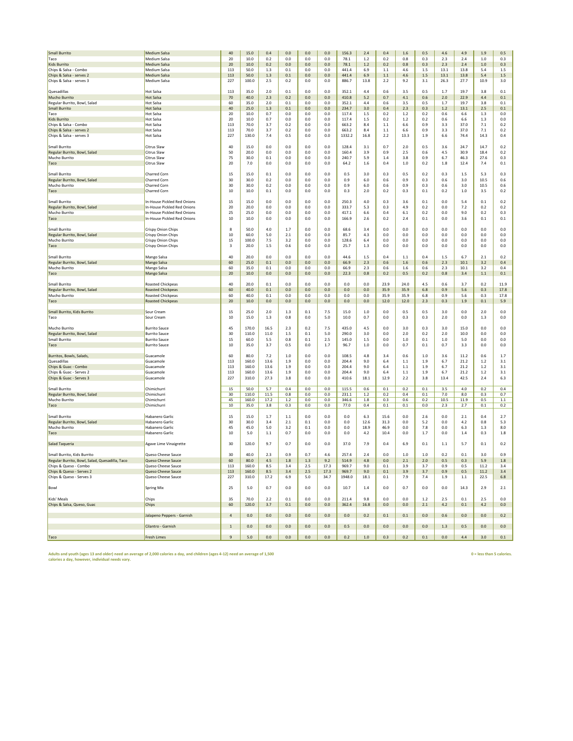| | | | | | | | | | | | | | | | | |
|---|---|---|---|---|---|---|---|---|---|---|---|---|---|---|---|---|
| Small Burrito | Medium Salsa | 40 | 15.0 | 0.4 | 0.0 | 0.0 | 0.0 | 156.3 | 2.4 | 0.4 | 1.6 | 0.5 | 4.6 | 4.9 | 1.9 | 0.5 |
| Taco | Medium Salsa | 20 | 10.0 | 0.2 | 0.0 | 0.0 | 0.0 | 78.1 | 1.2 | 0.2 | 0.8 | 0.3 | 2.3 | 2.4 | 1.0 | 0.3 |
| Kids Burrito | Medium Salsa | 20 | 10.0 | 0.2 | 0.0 | 0.0 | 0.0 | 78.1 | 1.2 | 0.2 | 0.8 | 0.3 | 2.3 | 2.4 | 1.0 | 0.3 |
| Chips & Salsa - Combo | Medium Salsa | 113 | 50.0 | 1.3 | 0.1 | 0.0 | 0.0 | 441.4 | 6.9 | 1.1 | 4.6 | 1.5 | 13.1 | 13.8 | 5.4 | 1.5 |
| Chips & Salsa - serves 2 | Medium Salsa | 113 | 50.0 | 1.3 | 0.1 | 0.0 | 0.0 | 441.4 | 6.9 | 1.1 | 4.6 | 1.5 | 13.1 | 13.8 | 5.4 | 1.5 |
| Chips & Salsa - serves 3 | Medium Salsa | 227 | 100.0 | 2.5 | 0.2 | 0.0 | 0.0 | 886.7 | 13.8 | 2.2 | 9.2 | 3.1 | 26.3 | 27.7 | 10.9 | 3.0 |
| Quesadillas | Hot Salsa | 113 | 35.0 | 2.0 | 0.1 | 0.0 | 0.0 | 352.1 | 4.4 | 0.6 | 3.5 | 0.5 | 1.7 | 19.7 | 3.8 | 0.1 |
| Mucho Burrito | Hot Salsa | 70 | 40.0 | 2.3 | 0.2 | 0.0 | 0.0 | 410.8 | 5.2 | 0.7 | 4.1 | 0.6 | 2.0 | 22.9 | 4.4 | 0.1 |
| Regular Burrito, Bowl, Salad | Hot Salsa | 60 | 35.0 | 2.0 | 0.1 | 0.0 | 0.0 | 352.1 | 4.4 | 0.6 | 3.5 | 0.5 | 1.7 | 19.7 | 3.8 | 0.1 |
| Small Burrito | Hot Salsa | 40 | 25.0 | 1.3 | 0.1 | 0.0 | 0.0 | 234.7 | 3.0 | 0.4 | 2.3 | 0.3 | 1.2 | 13.1 | 2.5 | 0.1 |
| Taco | Hot Salsa | 20 | 10.0 | 0.7 | 0.0 | 0.0 | 0.0 | 117.4 | 1.5 | 0.2 | 1.2 | 0.2 | 0.6 | 6.6 | 1.3 | 0.0 |
| Kids Burrito | Hot Salsa | 20 | 10.0 | 0.7 | 0.0 | 0.0 | 0.0 | 117.4 | 1.5 | 0.2 | 1.2 | 0.2 | 0.6 | 6.6 | 1.3 | 0.0 |
| Chips & Salsa - Combo | Hot Salsa | 113 | 70.0 | 3.7 | 0.2 | 0.0 | 0.0 | 663.2 | 8.4 | 1.1 | 6.6 | 0.9 | 3.3 | 37.0 | 7.1 | 0.2 |
| Chips & Salsa - serves 2 | Hot Salsa | 113 | 70.0 | 3.7 | 0.2 | 0.0 | 0.0 | 663.2 | 8.4 | 1.1 | 6.6 | 0.9 | 3.3 | 37.0 | 7.1 | 0.2 |
| Chips & Salsa - serves 3 | Hot Salsa | 227 | 130.0 | 7.4 | 0.5 | 0.0 | 0.0 | 1332.2 | 16.8 | 2.2 | 13.3 | 1.9 | 6.6 | 74.4 | 14.3 | 0.4 |
| Small Burrito | Citrus Slaw | 40 | 15.0 | 0.0 | 0.0 | 0.0 | 0.0 | 128.4 | 3.1 | 0.7 | 2.0 | 0.5 | 3.6 | 24.7 | 14.7 | 0.2 |
| Regular Burrito, Bowl, Salad | Citrus Slaw | 50 | 20.0 | 0.0 | 0.0 | 0.0 | 0.0 | 160.4 | 3.9 | 0.9 | 2.5 | 0.6 | 4.5 | 30.9 | 18.4 | 0.2 |
| Mucho Burrito | Citrus Slaw | 75 | 30.0 | 0.1 | 0.0 | 0.0 | 0.0 | 240.7 | 5.9 | 1.4 | 3.8 | 0.9 | 6.7 | 46.3 | 27.6 | 0.3 |
| Taco | Citrus Slaw | 20 | 7.0 | 0.0 | 0.0 | 0.0 | 0.0 | 64.2 | 1.6 | 0.4 | 1.0 | 0.2 | 1.8 | 12.4 | 7.4 | 0.1 |
| Small Burrito | Charred Corn | 15 | 15.0 | 0.1 | 0.0 | 0.0 | 0.0 | 0.5 | 3.0 | 0.3 | 0.5 | 0.2 | 0.3 | 1.5 | 5.3 | 0.3 |
| Regular Burrito, Bowl, Salad | Charred Corn | 30 | 30.0 | 0.2 | 0.0 | 0.0 | 0.0 | 0.9 | 6.0 | 0.6 | 0.9 | 0.3 | 0.6 | 3.0 | 10.5 | 0.6 |
| Mucho Burrito | Charred Corn | 30 | 30.0 | 0.2 | 0.0 | 0.0 | 0.0 | 0.9 | 6.0 | 0.6 | 0.9 | 0.3 | 0.6 | 3.0 | 10.5 | 0.6 |
| Taco | Charred Corn | 10 | 10.0 | 0.1 | 0.0 | 0.0 | 0.0 | 0.3 | 2.0 | 0.2 | 0.3 | 0.1 | 0.2 | 1.0 | 3.5 | 0.2 |
| Small Burrito | In-House Pickled Red Onions | 15 | 15.0 | 0.0 | 0.0 | 0.0 | 0.0 | 250.3 | 4.0 | 0.3 | 3.6 | 0.1 | 0.0 | 5.4 | 0.1 | 0.2 |
| Regular Burrito, Bowl, Salad | In-House Pickled Red Onions | 20 | 20.0 | 0.0 | 0.0 | 0.0 | 0.0 | 333.7 | 5.3 | 0.3 | 4.9 | 0.2 | 0.0 | 7.2 | 0.2 | 0.2 |
| Mucho Burrito | In-House Pickled Red Onions | 25 | 25.0 | 0.0 | 0.0 | 0.0 | 0.0 | 417.1 | 6.6 | 0.4 | 6.1 | 0.2 | 0.0 | 9.0 | 0.2 | 0.3 |
| Taco | In-House Pickled Red Onions | 10 | 10.0 | 0.0 | 0.0 | 0.0 | 0.0 | 166.9 | 2.6 | 0.2 | 2.4 | 0.1 | 0.0 | 3.6 | 0.1 | 0.1 |
| Small Burrito | Crispy Onion Chips | 8 | 50.0 | 4.0 | 1.7 | 0.0 | 0.0 | 68.6 | 3.4 | 0.0 | 0.0 | 0.0 | 0.0 | 0.0 | 0.0 | 0.0 |
| Regular Burrito, Bowl, Salad | Crispy Onion Chips | 10 | 60.0 | 5.0 | 2.1 | 0.0 | 0.0 | 85.7 | 4.3 | 0.0 | 0.0 | 0.0 | 0.0 | 0.0 | 0.0 | 0.0 |
| Mucho Burrito | Crispy Onion Chips | 15 | 100.0 | 7.5 | 3.2 | 0.0 | 0.0 | 128.6 | 6.4 | 0.0 | 0.0 | 0.0 | 0.0 | 0.0 | 0.0 | 0.0 |
| Taco | Crispy Onion Chips | 3 | 20.0 | 1.5 | 0.6 | 0.0 | 0.0 | 25.7 | 1.3 | 0.0 | 0.0 | 0.0 | 0.0 | 0.0 | 0.0 | 0.0 |
| Small Burrito | Mango Salsa | 40 | 20.0 | 0.0 | 0.0 | 0.0 | 0.0 | 44.6 | 1.5 | 0.4 | 1.1 | 0.4 | 1.5 | 6.7 | 2.1 | 0.2 |
| Regular Burrito, Bowl, Salad | Mango Salsa | 60 | 25.0 | 0.1 | 0.0 | 0.0 | 0.0 | 66.9 | 2.3 | 0.6 | 1.6 | 0.6 | 2.3 | 10.1 | 3.2 | 0.4 |
| Mucho Burrito | Mango Salsa | 60 | 35.0 | 0.1 | 0.0 | 0.0 | 0.0 | 66.9 | 2.3 | 0.6 | 1.6 | 0.6 | 2.3 | 10.1 | 3.2 | 0.4 |
| Taco | Mango Salsa | 20 | 10.0 | 0.0 | 0.0 | 0.0 | 0.0 | 22.3 | 0.8 | 0.2 | 0.5 | 0.2 | 0.8 | 3.4 | 1.1 | 0.1 |
| Small Burrito | Roasted Chickpeas | 40 | 20.0 | 0.1 | 0.0 | 0.0 | 0.0 | 0.0 | 0.0 | 23.9 | 24.0 | 4.5 | 0.6 | 3.7 | 0.2 | 11.9 |
| Regular Burrito, Bowl, Salad | Roasted Chickpeas | 60 | 40.0 | 0.1 | 0.0 | 0.0 | 0.0 | 0.0 | 0.0 | 35.9 | 35.9 | 6.8 | 0.9 | 5.6 | 0.3 | 17.8 |
| Mucho Burrito | Roasted Chickpeas | 60 | 40.0 | 0.1 | 0.0 | 0.0 | 0.0 | 0.0 | 0.0 | 35.9 | 35.9 | 6.8 | 0.9 | 5.6 | 0.3 | 17.8 |
| Taco | Roasted Chickpeas | 20 | 10.0 | 0.0 | 0.0 | 0.0 | 0.0 | 0.0 | 0.0 | 12.0 | 12.0 | 2.3 | 0.3 | 1.9 | 0.1 | 5.9 |
| Small Burrito, Kids Burrito | Sour Cream | 15 | 25.0 | 2.0 | 1.3 | 0.1 | 7.5 | 15.0 | 1.0 | 0.0 | 0.5 | 0.5 | 3.0 | 0.0 | 2.0 | 0.0 |
| Taco | Sour Cream | 10 | 15.0 | 1.3 | 0.8 | 0.0 | 5.0 | 10.0 | 0.7 | 0.0 | 0.3 | 0.3 | 2.0 | 0.0 | 1.3 | 0.0 |
| Mucho Burrito | Burrito Sauce | 45 | 170.0 | 16.5 | 2.3 | 0.2 | 7.5 | 435.0 | 4.5 | 0.0 | 3.0 | 0.3 | 3.0 | 15.0 | 0.0 | 0.0 |
| Regular Burrito, Bowl, Salad | Burrito Sauce | 30 | 110.0 | 11.0 | 1.5 | 0.1 | 5.0 | 290.0 | 3.0 | 0.0 | 2.0 | 0.2 | 2.0 | 10.0 | 0.0 | 0.0 |
| Small Burrito | Burrito Sauce | 15 | 60.0 | 5.5 | 0.8 | 0.1 | 2.5 | 145.0 | 1.5 | 0.0 | 1.0 | 0.1 | 1.0 | 5.0 | 0.0 | 0.0 |
| Taco | Burrito Sauce | 10 | 35.0 | 3.7 | 0.5 | 0.0 | 1.7 | 96.7 | 1.0 | 0.0 | 0.7 | 0.1 | 0.7 | 3.3 | 0.0 | 0.0 |
| Burritos, Bowls, Salads, | Guacamole | 60 | 80.0 | 7.2 | 1.0 | 0.0 | 0.0 | 108.5 | 4.8 | 3.4 | 0.6 | 1.0 | 3.6 | 11.2 | 0.6 | 1.7 |
| Quesadillas | Guacamole | 113 | 160.0 | 13.6 | 1.9 | 0.0 | 0.0 | 204.4 | 9.0 | 6.4 | 1.1 | 1.9 | 6.7 | 21.2 | 1.2 | 3.1 |
| Chips & Guac - Combo | Guacamole | 113 | 160.0 | 13.6 | 1.9 | 0.0 | 0.0 | 204.4 | 9.0 | 6.4 | 1.1 | 1.9 | 6.7 | 21.2 | 1.2 | 3.1 |
| Chips & Guac - Serves 2 | Guacamole | 113 | 160.0 | 13.6 | 1.9 | 0.0 | 0.0 | 204.4 | 9.0 | 6.4 | 1.1 | 1.9 | 6.7 | 21.2 | 1.2 | 3.1 |
| Chips & Guac - Serves 3 | Guacamole | 227 | 310.0 | 27.3 | 3.8 | 0.0 | 0.0 | 410.6 | 18.1 | 12.9 | 2.2 | 3.8 | 13.4 | 42.5 | 2.4 | 6.3 |
| Small Burrito | Chimichurri | 15 | 50.0 | 5.7 | 0.4 | 0.0 | 0.0 | 115.5 | 0.6 | 0.1 | 0.2 | 0.1 | 3.5 | 4.0 | 0.2 | 0.4 |
| Regular Burrito, Bowl, Salad | Chimichurri | 30 | 110.0 | 11.5 | 0.8 | 0.0 | 0.0 | 231.1 | 1.2 | 0.2 | 0.4 | 0.1 | 7.0 | 8.0 | 0.3 | 0.7 |
| Mucho Burrito | Chimichurri | 45 | 160.0 | 17.2 | 1.2 | 0.0 | 0.0 | 346.6 | 1.8 | 0.3 | 0.6 | 0.2 | 10.5 | 11.9 | 0.5 | 1.1 |
| Taco | Chimichurri | 10 | 35.0 | 3.8 | 0.3 | 0.0 | 0.0 | 77.0 | 0.4 | 0.1 | 0.1 | 0.0 | 2.3 | 2.7 | 0.1 | 0.2 |
| Small Burrito | Habanero Garlic | 15 | 15.0 | 1.7 | 1.1 | 0.0 | 0.0 | 0.0 | 6.3 | 15.6 | 0.0 | 2.6 | 0.0 | 2.1 | 0.4 | 2.7 |
| Regular Burrito, Bowl, Salad | Habanero Garlic | 30 | 30.0 | 3.4 | 2.1 | 0.1 | 0.0 | 0.0 | 12.6 | 31.3 | 0.0 | 5.2 | 0.0 | 4.2 | 0.8 | 5.3 |
| Mucho Burrito | Habanero Garlic | 45 | 45.0 | 5.0 | 3.2 | 0.1 | 0.0 | 0.0 | 18.9 | 46.9 | 0.0 | 7.8 | 0.0 | 6.3 | 1.3 | 8.0 |
| Taco | Habanero Garlic | 10 | 5.0 | 1.1 | 0.7 | 0.0 | 0.0 | 0.0 | 4.2 | 10.4 | 0.0 | 1.7 | 0.0 | 1.4 | 0.3 | 1.8 |
| Salad Taqueria | Agave Lime Vinaigrette | 30 | 120.0 | 9.7 | 0.7 | 0.0 | 0.0 | 37.0 | 7.9 | 0.4 | 6.9 | 0.1 | 1.1 | 5.7 | 0.1 | 0.2 |
| Small Burrito, Kids Burrito | Queso Cheese Sauce | 30 | 40.0 | 2.3 | 0.9 | 0.7 | 4.6 | 257.4 | 2.4 | 0.0 | 1.0 | 1.0 | 0.2 | 0.1 | 3.0 | 0.9 |
| Regular Burrito, Bowl, Salad, Quesadilla, Taco | Queso Cheese Sauce | 60 | 80.0 | 4.5 | 1.8 | 1.3 | 9.2 | 514.9 | 4.8 | 0.0 | 2.1 | 2.0 | 0.5 | 0.3 | 5.9 | 1.8 |
| Chips & Queso - Combo | Queso Cheese Sauce | 113 | 160.0 | 8.5 | 3.4 | 2.5 | 17.3 | 969.7 | 9.0 | 0.1 | 3.9 | 3.7 | 0.9 | 0.5 | 11.2 | 3.4 |
| Chips & Queso - Serves 2 | Queso Cheese Sauce | 113 | 160.0 | 8.5 | 3.4 | 2.5 | 17.3 | 969.7 | 9.0 | 0.1 | 3.9 | 3.7 | 0.9 | 0.5 | 11.2 | 3.4 |
| Chips & Queso - Serves 3 | Queso Cheese Sauce | 227 | 310.0 | 17.2 | 6.9 | 5.0 | 34.7 | 1948.0 | 18.1 | 0.1 | 7.9 | 7.4 | 1.9 | 1.1 | 22.5 | 6.8 |
| Bowl | Spring Mix | 25 | 5.0 | 0.7 | 0.0 | 0.0 | 0.0 | 10.7 | 1.4 | 0.0 | 0.7 | 0.0 | 0.0 | 14.3 | 2.9 | 2.1 |
| Kids' Meals | Chips | 35 | 70.0 | 2.2 | 0.1 | 0.0 | 0.0 | 211.4 | 9.8 | 0.0 | 0.0 | 1.2 | 2.5 | 0.1 | 2.5 | 0.0 |
| Chips & Salsa, Queso, Guac | Chips | 60 | 120.0 | 3.7 | 0.1 | 0.0 | 0.0 | 362.4 | 16.8 | 0.0 | 0.0 | 2.1 | 4.2 | 0.1 | 4.2 | 0.0 |
| | Jalapeno Peppers - Garnish | 4 | 0.0 | 0.0 | 0.0 | 0.0 | 0.0 | 0.0 | 0.2 | 0.1 | 0.1 | 0.0 | 0.6 | 0.0 | 0.0 | 0.2 |
| | Cilantro - Garnish | 1 | 0.0 | 0.0 | 0.0 | 0.0 | 0.0 | 0.5 | 0.0 | 0.0 | 0.0 | 0.0 | 1.3 | 0.5 | 0.0 | 0.0 |
| Taco | Fresh Limes | 9 | 5.0 | 0.0 | 0.0 | 0.0 | 0.0 | 0.2 | 1.0 | 0.3 | 0.2 | 0.1 | 0.0 | 4.4 | 3.0 | 0.1 |

**Adults and youth (ages 13 and older) need an average of 2,000 calories a day, and children (ages 4-12) need an average of 1,500 calories a day, however, individual needs vary.**

**0 = less than 5 calories.**